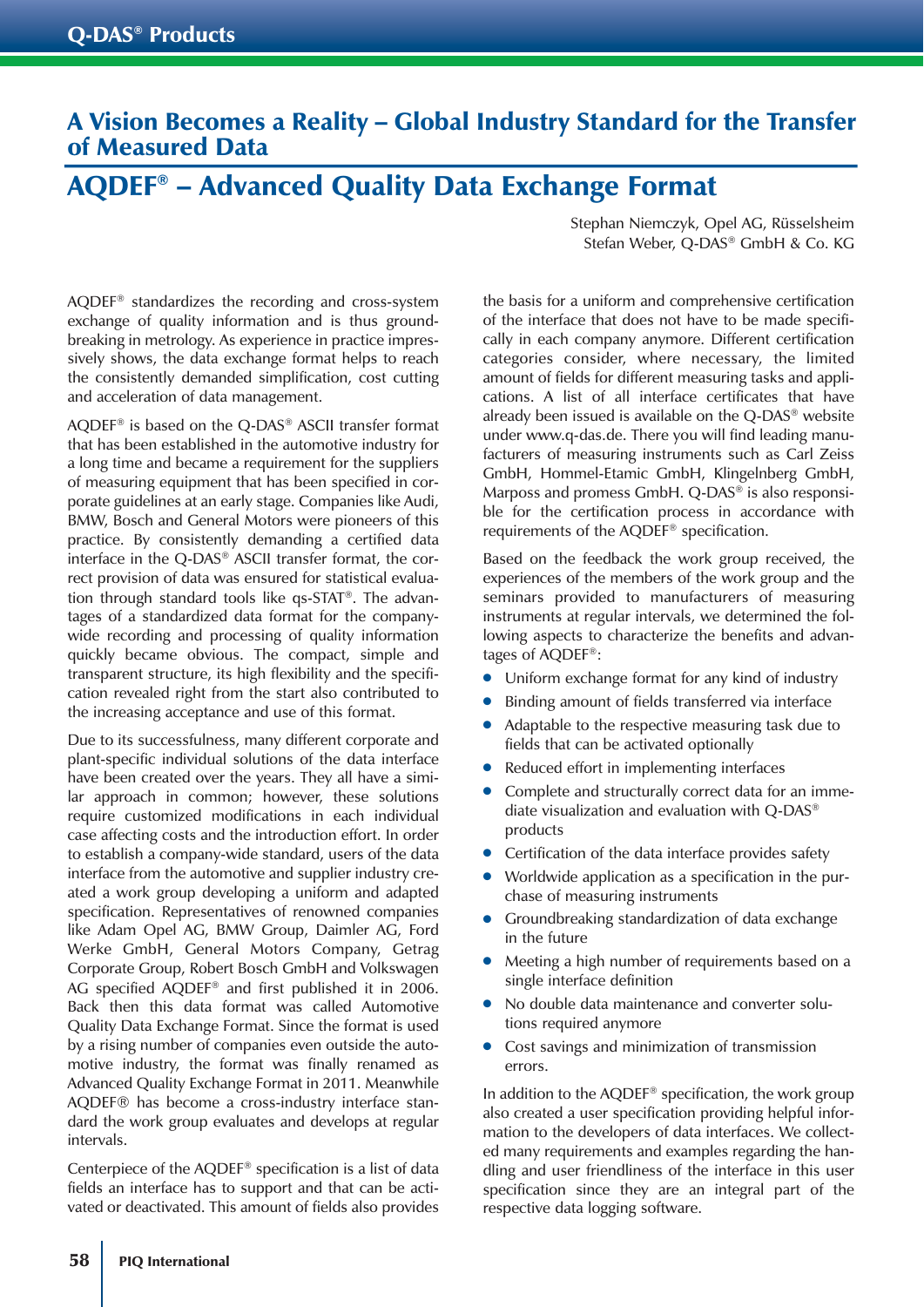## A Vision Becomes a Reality – Global Industry Standard for the Transfer of Measured Data

# AQDEF® – Advanced Quality Data Exchange Format

Stephan Niemczyk, Opel AG, Rüsselsheim
Stefan Weber, Q-DAS® GmbH & Co. KG

AQDEF® standardizes the recording and cross-system exchange of quality information and is thus groundbreaking in metrology. As experience in practice impressively shows, the data exchange format helps to reach the consistently demanded simplification, cost cutting and acceleration of data management.

AQDEF® is based on the Q-DAS® ASCII transfer format that has been established in the automotive industry for a long time and became a requirement for the suppliers of measuring equipment that has been specified in corporate guidelines at an early stage. Companies like Audi, BMW, Bosch and General Motors were pioneers of this practice. By consistently demanding a certified data interface in the Q-DAS® ASCII transfer format, the correct provision of data was ensured for statistical evaluation through standard tools like qs-STAT®. The advantages of a standardized data format for the company-wide recording and processing of quality information quickly became obvious. The compact, simple and transparent structure, its high flexibility and the specification revealed right from the start also contributed to the increasing acceptance and use of this format.

Due to its successfulness, many different corporate and plant-specific individual solutions of the data interface have been created over the years. They all have a similar approach in common; however, these solutions require customized modifications in each individual case affecting costs and the introduction effort. In order to establish a company-wide standard, users of the data interface from the automotive and supplier industry created a work group developing a uniform and adapted specification. Representatives of renowned companies like Adam Opel AG, BMW Group, Daimler AG, Ford Werke GmbH, General Motors Company, Getrag Corporate Group, Robert Bosch GmbH and Volkswagen AG specified AQDEF® and first published it in 2006. Back then this data format was called Automotive Quality Data Exchange Format. Since the format is used by a rising number of companies even outside the automotive industry, the format was finally renamed as Advanced Quality Exchange Format in 2011. Meanwhile AQDEF® has become a cross-industry interface standard the work group evaluates and develops at regular intervals.

Centerpiece of the AQDEF® specification is a list of data fields an interface has to support and that can be activated or deactivated. This amount of fields also provides the basis for a uniform and comprehensive certification of the interface that does not have to be made specifically in each company anymore. Different certification categories consider, where necessary, the limited amount of fields for different measuring tasks and applications. A list of all interface certificates that have already been issued is available on the Q-DAS® website under www.q-das.de. There you will find leading manufacturers of measuring instruments such as Carl Zeiss GmbH, Hommel-Etamic GmbH, Klingelnberg GmbH, Marposs and promess GmbH. Q-DAS® is also responsible for the certification process in accordance with requirements of the AQDEF® specification.

Based on the feedback the work group received, the experiences of the members of the work group and the seminars provided to manufacturers of measuring instruments at regular intervals, we determined the following aspects to characterize the benefits and advantages of AQDEF®:

- Uniform exchange format for any kind of industry
- Binding amount of fields transferred via interface
- Adaptable to the respective measuring task due to fields that can be activated optionally
- Reduced effort in implementing interfaces
- Complete and structurally correct data for an immediate visualization and evaluation with Q-DAS® products
- Certification of the data interface provides safety
- Worldwide application as a specification in the purchase of measuring instruments
- Groundbreaking standardization of data exchange in the future
- Meeting a high number of requirements based on a single interface definition
- No double data maintenance and converter solutions required anymore
- Cost savings and minimization of transmission errors.

In addition to the AQDEF® specification, the work group also created a user specification providing helpful information to the developers of data interfaces. We collected many requirements and examples regarding the handling and user friendliness of the interface in this user specification since they are an integral part of the respective data logging software.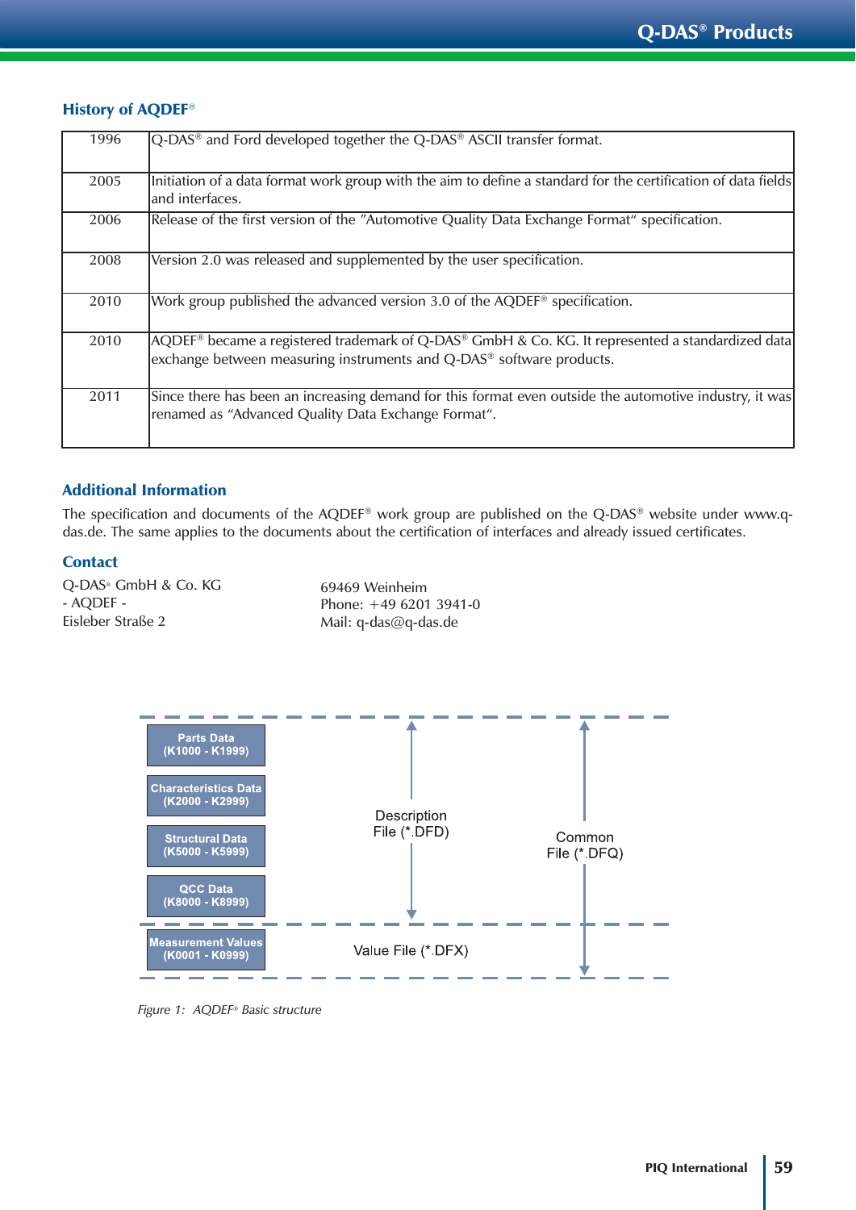## History of AQDEF®

| | |
|---|---|
| 1996 | Q-DAS® and Ford developed together the Q-DAS® ASCII transfer format. |
| 2005 | Initiation of a data format work group with the aim to define a standard for the certification of data fields and interfaces. |
| 2006 | Release of the first version of the "Automotive Quality Data Exchange Format" specification. |
| 2008 | Version 2.0 was released and supplemented by the user specification. |
| 2010 | Work group published the advanced version 3.0 of the AQDEF® specification. |
| 2010 | AQDEF® became a registered trademark of Q-DAS® GmbH & Co. KG. It represented a standardized data exchange between measuring instruments and Q-DAS® software products. |
| 2011 | Since there has been an increasing demand for this format even outside the automotive industry, it was renamed as "Advanced Quality Data Exchange Format". |

## Additional Information

The specification and documents of the AQDEF® work group are published on the Q-DAS® website under www.q-das.de. The same applies to the documents about the certification of interfaces and already issued certificates.

## Contact

Q-DAS® GmbH & Co. KG
- AQDEF -
Eisleber Straße 2
69469 Weinheim
Phone: +49 6201 3941-0
Mail: q-das@q-das.de

Parts Data (K1000 - K1999)
Characteristics Data (K2000 - K2999)
Structural Data (K5000 - K5999)
QCC Data (K8000 - K8999)
Measurement Values (K0001 - K0999)
Description File (*.DFD)
Common File (*.DFQ)
Value File (*.DFX)

*Figure 1: AQDEF® Basic structure*